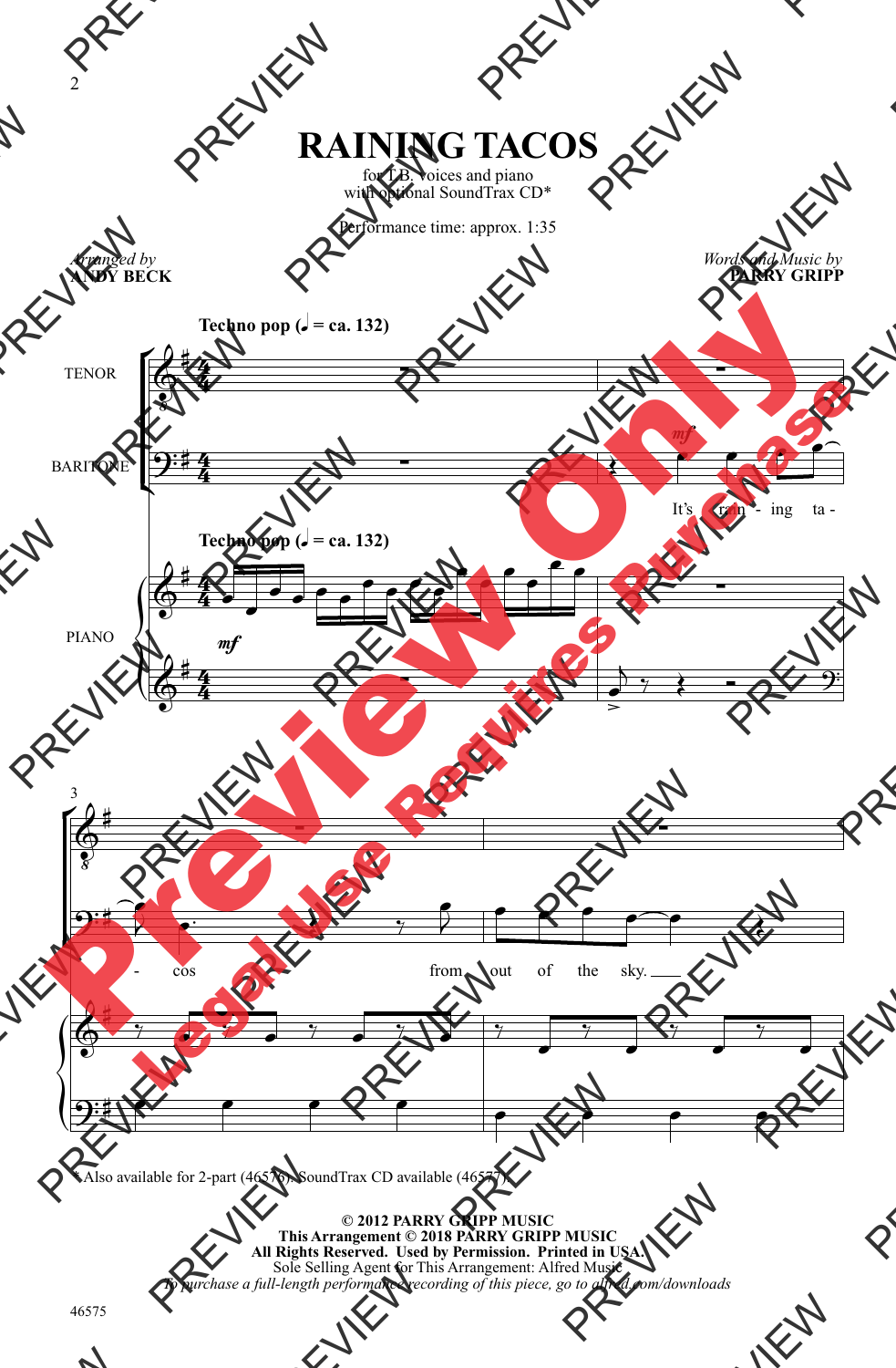# RAINING TACOS

for T.B. voices and piano
with optional SoundTrax CD*

Performance time: approx. 1:35

*Arranged by*
**ANDY BECK**

*Words and Music by*
**PARRY GRIPP**

**Techno pop (♩ = ca. 132)**

TENOR

BARITONE

PIANO

It's rain - ing ta - - cos from out of the sky.

*Also available for 2-part (46576). SoundTrax CD available (46577).

**© 2012 PARRY GRIPP MUSIC**
**This Arrangement © 2018 PARRY GRIPP MUSIC**
**All Rights Reserved. Used by Permission. Printed in USA.**
Sole Selling Agent for This Arrangement: Alfred Music
*To purchase a full-length performance recording of this piece, go to alfred.com/downloads*

46575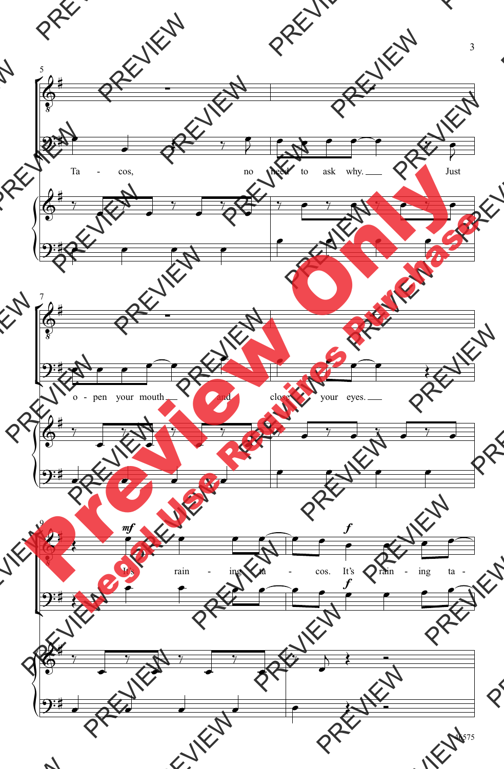Ta - cos, no need to ask why. Just

o - pen your mouth and close your eyes.

It's rain - ing ta - cos. It's rain - ing ta -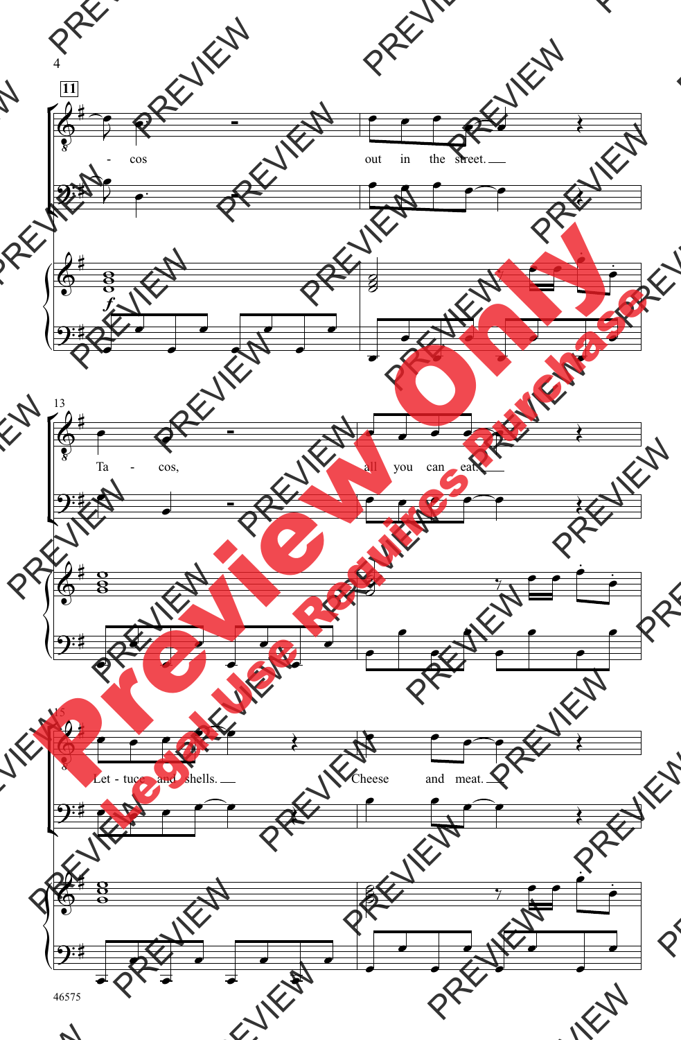11

- cos out in the street.

13

Ta - cos, all you can eat.

15

Let - tuce and shells. Cheese and meat.

Preview Only

Legal Use Requires Purchase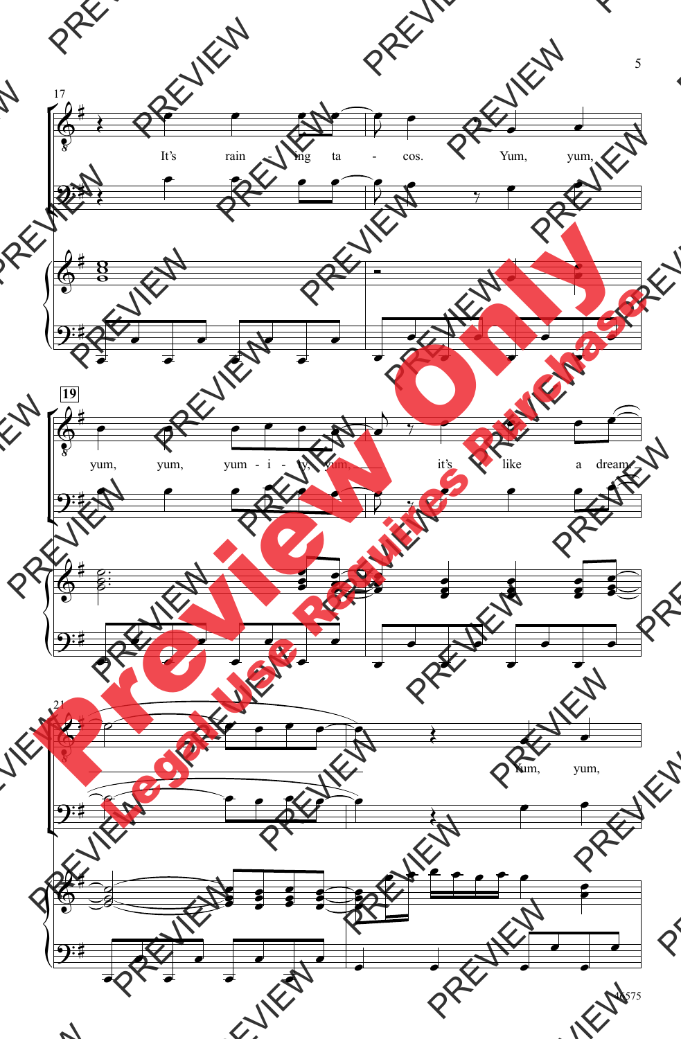17

It's rain - ing ta - cos. Yum, yum,

19

yum, yum, yum - i - ly, yum, it's like a dream

21

Yum, yum,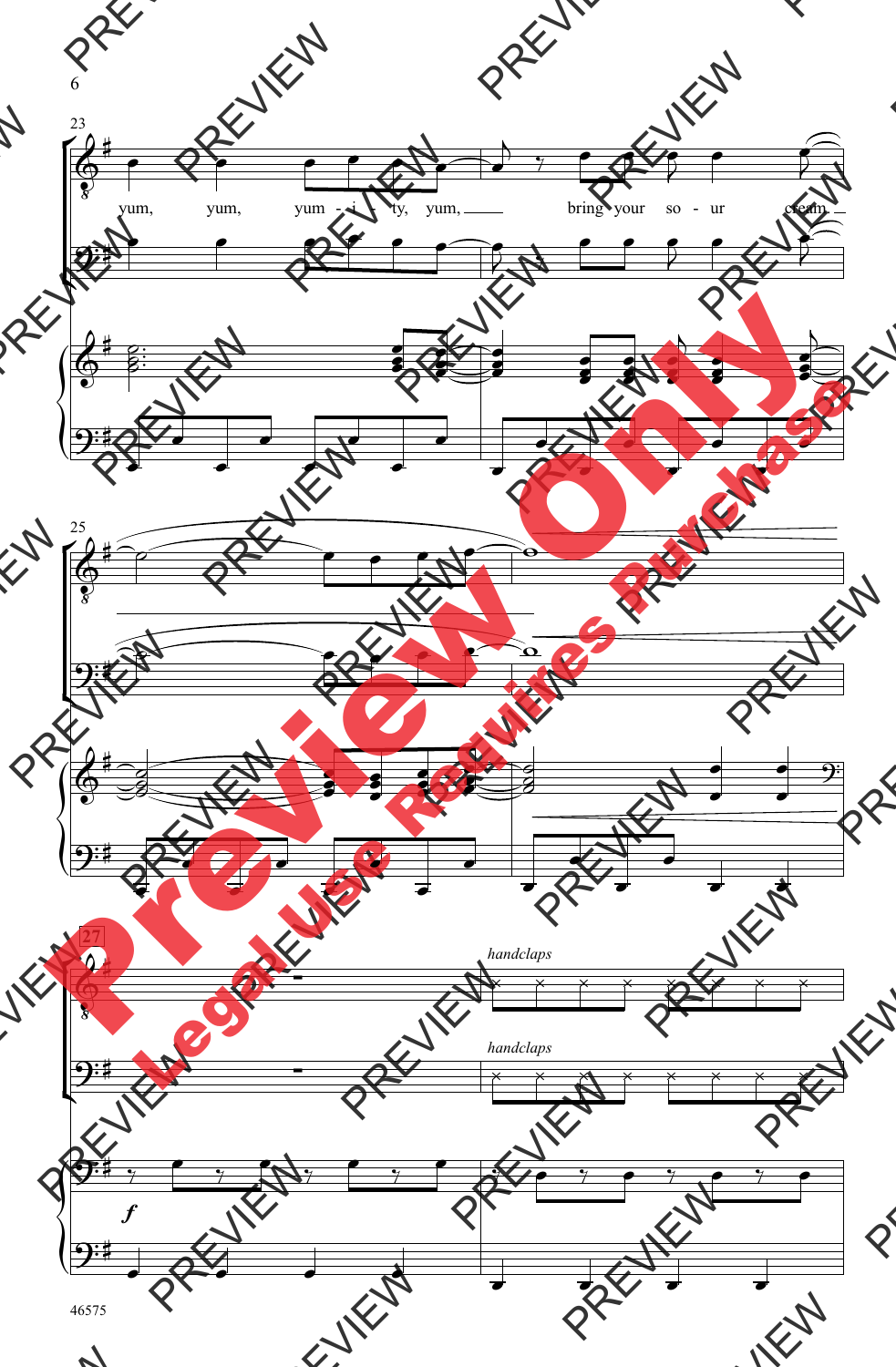yum, yum, yum - i - ty, yum, bring your so - ur cream

*handclaps*

*handclaps*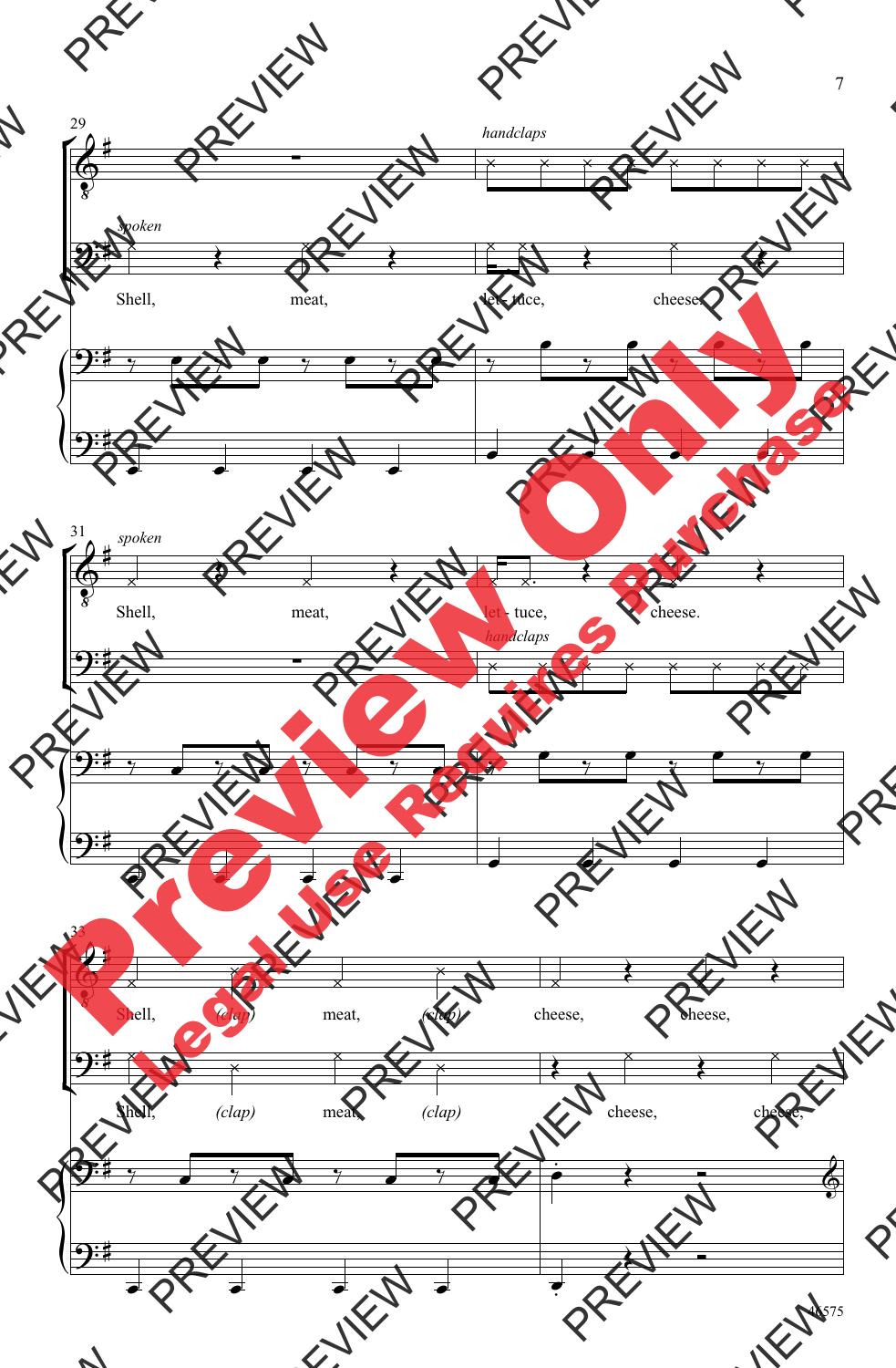29

*handclaps*

*spoken*

Shell, meat, let - tuce, cheese.

31

*spoken*

Shell, meat, let - tuce, cheese.

*handclaps*

33

Shell, *(clap)* meat, *(clap)* cheese, cheese,

Shell, *(clap)* meat, *(clap)* cheese, cheese,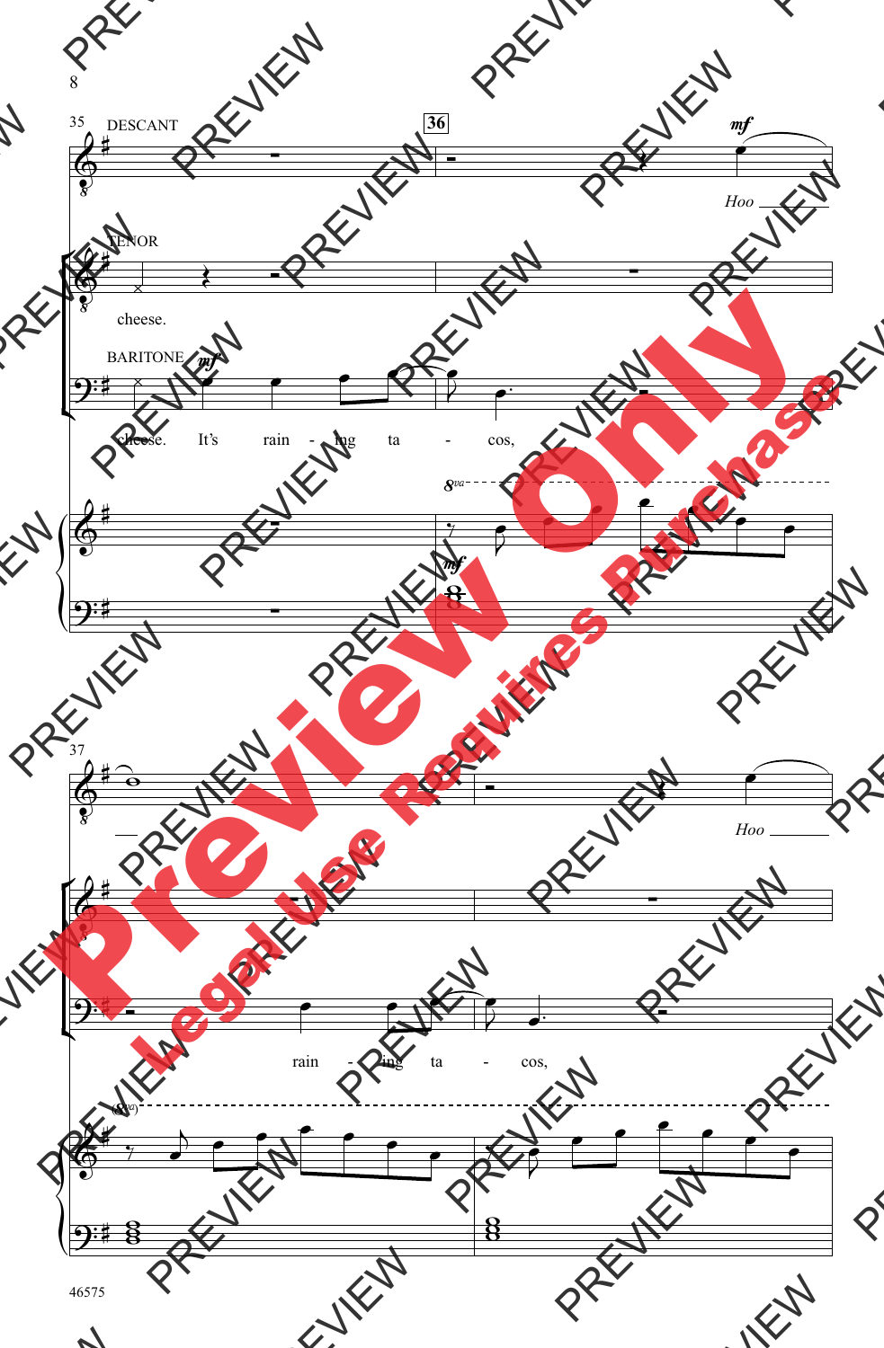DESCANT

TENOR

BARITONE

cheese.

cheese. It's rain - ing ta - cos,

*mf*

Hoo

rain - ing ta - cos,

Hoo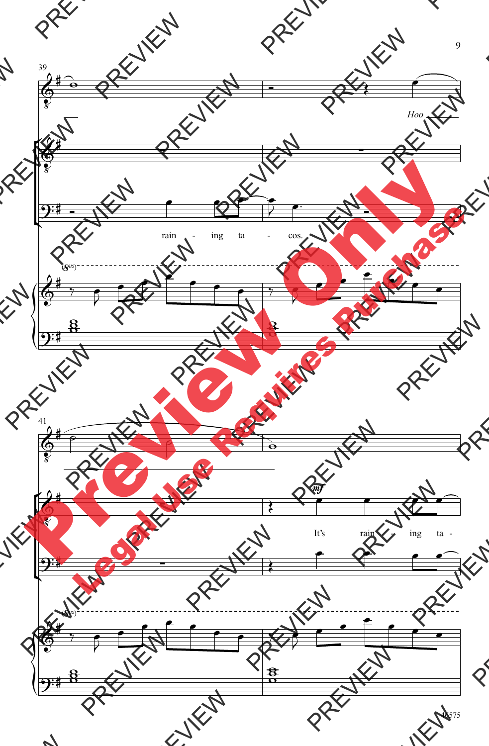39

Hoo

rain - ing ta - cos.

41

*mf*

It's rain - ing ta -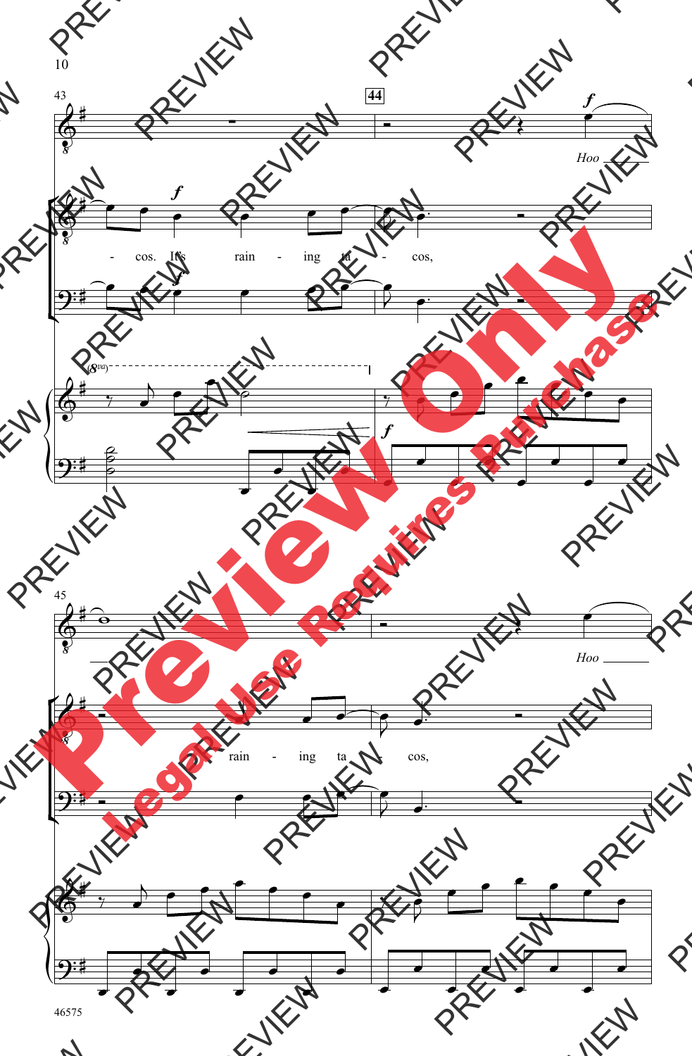43

44

*f*

Hoo

-cos. It's rain - ing ta - cos,

*f*

*f*

(8va)

*f*

45

Hoo

rain - ing ta - cos,

Preview Only

Legal Use Requires Purchase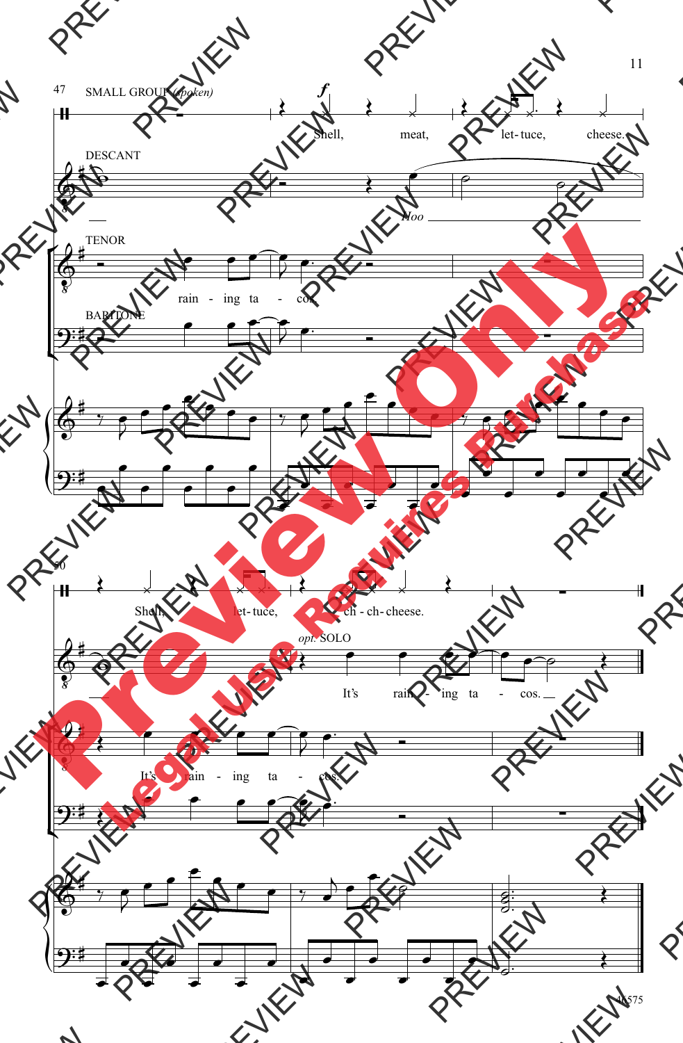SMALL GROUP *(spoken)*

*f*

Shell, meat, let-tuce, cheese.

DESCANT

Hoo

TENOR

rain - ing ta - cos.

BARITONE

Shell, let-tuce, ch - ch - cheese.

*opt.* SOLO

It's rain - ing ta - cos.

It's rain - ing ta - cos.